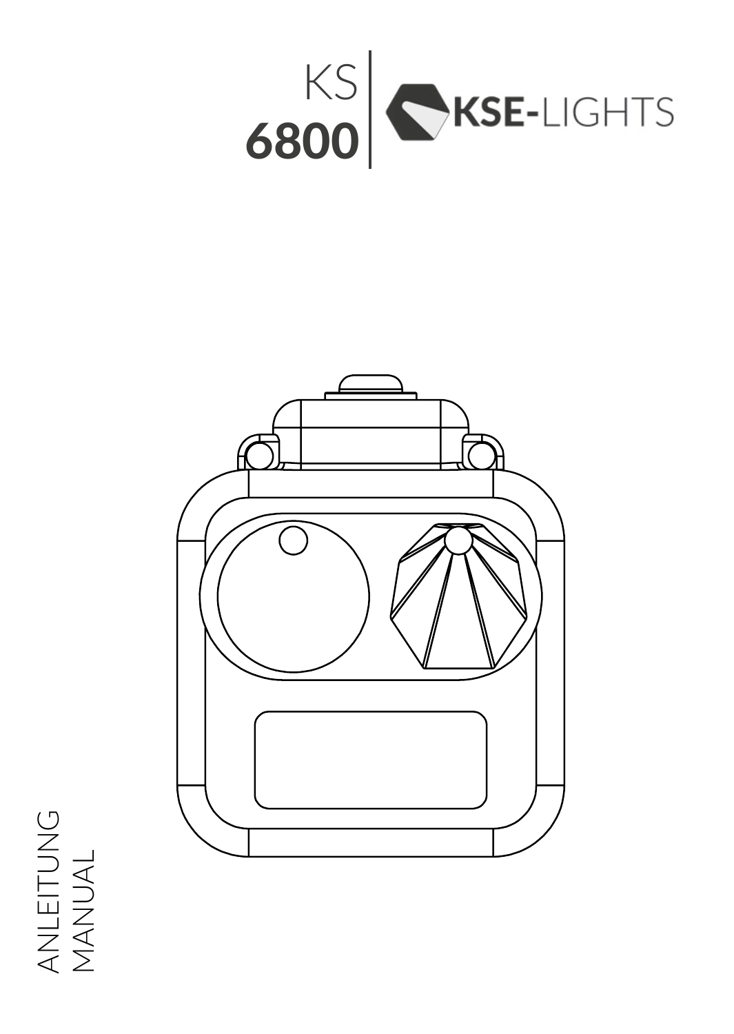# KS 6800

KSE-LIGHTS

ANLEITUNG
MANUAL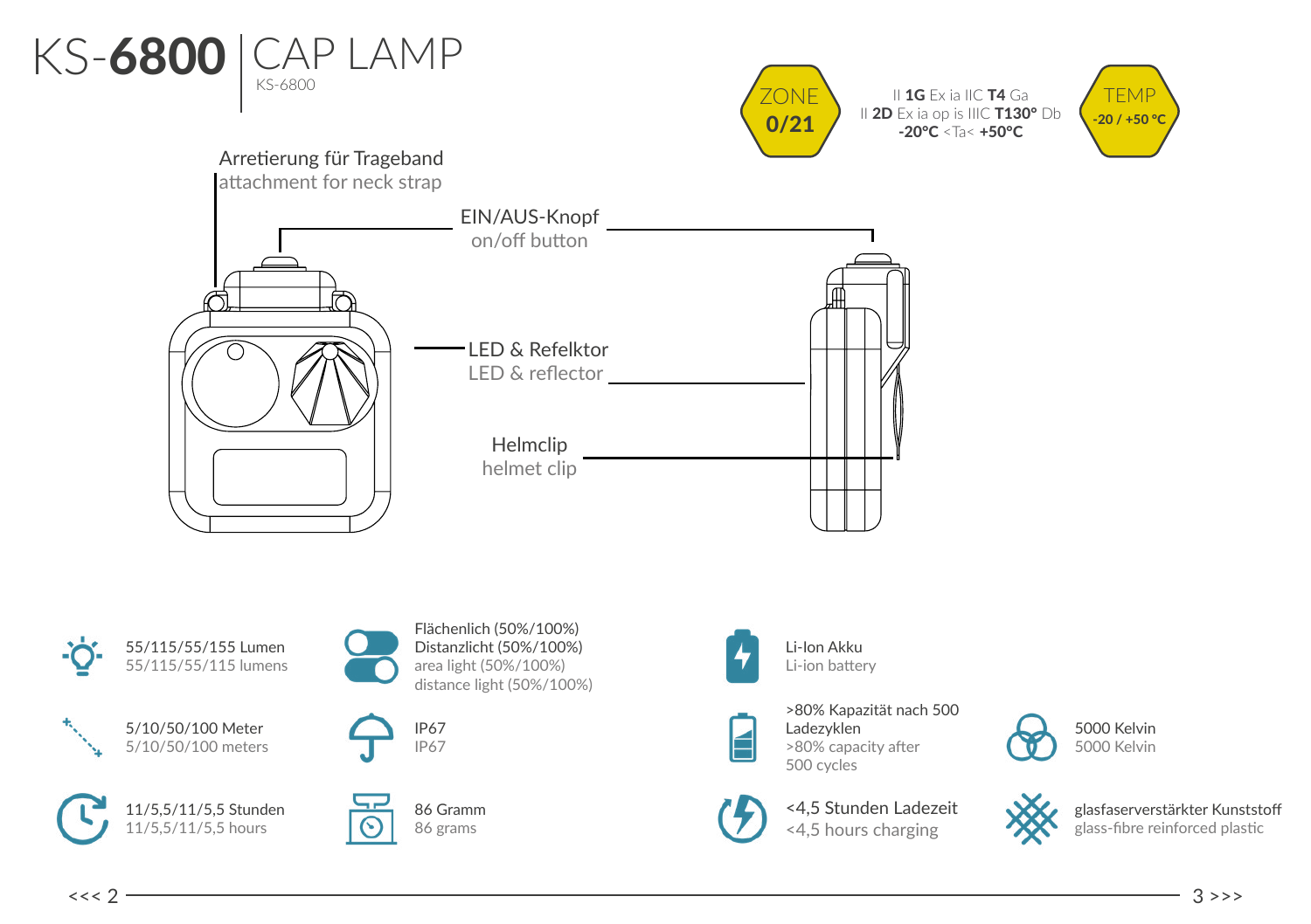# KS-**6800** | CAP LAMP

KS-6800

ZONE **0/21**

II **1G** Ex ia IIC **T4** Ga
II **2D** Ex ia op is IIIC **T130°** Db
**-20°C** <Ta< **+50°C**

TEMP **-20 / +50 °C**

Arretierung für Trageband
attachment for neck strap

EIN/AUS-Knopf
on/off button

LED & Refelktor
LED & reflector

Helmclip
helmet clip

- 55/115/55/155 Lumen
  55/115/55/115 lumens
- 5/10/50/100 Meter
  5/10/50/100 meters
- 11/5,5/11/5,5 Stunden
  11/5,5/11/5,5 hours
- Flächenlicht (50%/100%)
  Distanzlicht (50%/100%)
  area light (50%/100%)
  distance light (50%/100%)
- IP67
  IP67
- 86 Gramm
  86 grams
- Li-Ion Akku
  Li-ion battery
- >80% Kapazität nach 500 Ladezyklen
  >80% capacity after 500 cycles
- <4,5 Stunden Ladezeit
  <4,5 hours charging
- 5000 Kelvin
  5000 Kelvin
- glasfaserverstärkter Kunststoff
  glass-fibre reinforced plastic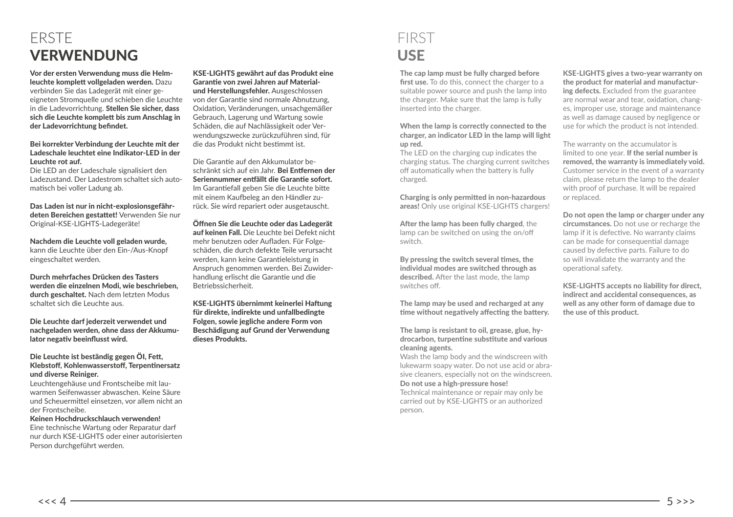# ERSTE **VERWENDUNG**

**Vor der ersten Verwendung muss die Helmleuchte komplett vollgeladen werden.** Dazu verbinden Sie das Ladegerät mit einer geeigneten Stromquelle und schieben die Leuchte in die Ladevorrichtung. **Stellen Sie sicher, dass sich die Leuchte komplett bis zum Anschlag in der Ladevorrichtung befindet.**

**Bei korrekter Verbindung der Leuchte mit der Ladeschale leuchtet eine Indikator-LED in der Leuchte rot auf.**
Die LED an der Ladeschale signalisiert den Ladezustand. Der Ladestrom schaltet sich automatisch bei voller Ladung ab.

**Das Laden ist nur in nicht-explosionsgefährdeten Bereichen gestattet!** Verwenden Sie nur Original-KSE-LIGHTS-Ladegeräte!

**Nachdem die Leuchte voll geladen wurde,** kann die Leuchte über den Ein-/Aus-Knopf eingeschaltet werden.

**Durch mehrfaches Drücken des Tasters werden die einzelnen Modi, wie beschrieben, durch geschaltet.** Nach dem letzten Modus schaltet sich die Leuchte aus.

**Die Leuchte darf jederzeit verwendet und nachgeladen werden, ohne dass der Akkumulator negativ beeinflusst wird.**

**Die Leuchte ist beständig gegen Öl, Fett, Klebstoff, Kohlenwasserstoff, Terpentinersatz und diverse Reiniger.**
Leuchtengehäuse und Frontscheibe mit lauwarmen Seifenwasser abwaschen. Keine Säure und Scheuermittel einsetzen, vor allem nicht an der Frontscheibe.
**Keinen Hochdruckschlauch verwenden!**
Eine technische Wartung oder Reparatur darf nur durch KSE-LIGHTS oder einer autorisierten Person durchgeführt werden.

**KSE-LIGHTS gewährt auf das Produkt eine Garantie von zwei Jahren auf Material- und Herstellungsfehler.** Ausgeschlossen von der Garantie sind normale Abnutzung, Oxidation, Veränderungen, unsachgemäßer Gebrauch, Lagerung und Wartung sowie Schäden, die auf Nachlässigkeit oder Verwendungszwecke zurückzuführen sind, für die das Produkt nicht bestimmt ist.

Die Garantie auf den Akkumulator beschränkt sich auf ein Jahr. **Bei Entfernen der Seriennummer entfällt die Garantie sofort.** Im Garantiefall geben Sie die Leuchte bitte mit einem Kaufbeleg an den Händler zurück. Sie wird repariert oder ausgetauscht.

**Öffnen Sie die Leuchte oder das Ladegerät auf keinen Fall.** Die Leuchte bei Defekt nicht mehr benutzen oder Aufladen. Für Folgeschäden, die durch defekte Teile verursacht werden, kann keine Garantieleistung in Anspruch genommen werden. Bei Zuwiderhandlung erlischt die Garantie und die Betriebssicherheit.

**KSE-LIGHTS übernimmt keinerlei Haftung für direkte, indirekte und unfallbedingte Folgen, sowie jegliche andere Form von Beschädigung auf Grund der Verwendung dieses Produkts.**

# FIRST **USE**

**The cap lamp must be fully charged before first use.** To do this, connect the charger to a suitable power source and push the lamp into the charger. Make sure that the lamp is fully inserted into the charger.

**When the lamp is correctly connected to the charger, an indicator LED in the lamp will light up red.**
The LED on the charging cup indicates the charging status. The charging current switches off automatically when the battery is fully charged.

**Charging is only permitted in non-hazardous areas!** Only use original KSE-LIGHTS chargers!

**After the lamp has been fully charged**, the lamp can be switched on using the on/off switch.

**By pressing the switch several times, the individual modes are switched through as described.** After the last mode, the lamp switches off.

**The lamp may be used and recharged at any time without negatively affecting the battery.**

**The lamp is resistant to oil, grease, glue, hydrocarbon, turpentine substitute and various cleaning agents.**
Wash the lamp body and the windscreen with lukewarm soapy water. Do not use acid or abrasive cleaners, especially not on the windscreen.
**Do not use a high-pressure hose!**
Technical maintenance or repair may only be carried out by KSE-LIGHTS or an authorized person.

**KSE-LIGHTS gives a two-year warranty on the product for material and manufacturing defects.** Excluded from the guarantee are normal wear and tear, oxidation, changes, improper use, storage and maintenance as well as damage caused by negligence or use for which the product is not intended.

The warranty on the accumulator is limited to one year. **If the serial number is removed, the warranty is immediately void.** Customer service in the event of a warranty claim, please return the lamp to the dealer with proof of purchase. It will be repaired or replaced.

**Do not open the lamp or charger under any circumstances.** Do not use or recharge the lamp if it is defective. No warranty claims can be made for consequential damage caused by defective parts. Failure to do so will invalidate the warranty and the operational safety.

**KSE-LIGHTS accepts no liability for direct, indirect and accidental consequences, as well as any other form of damage due to the use of this product.**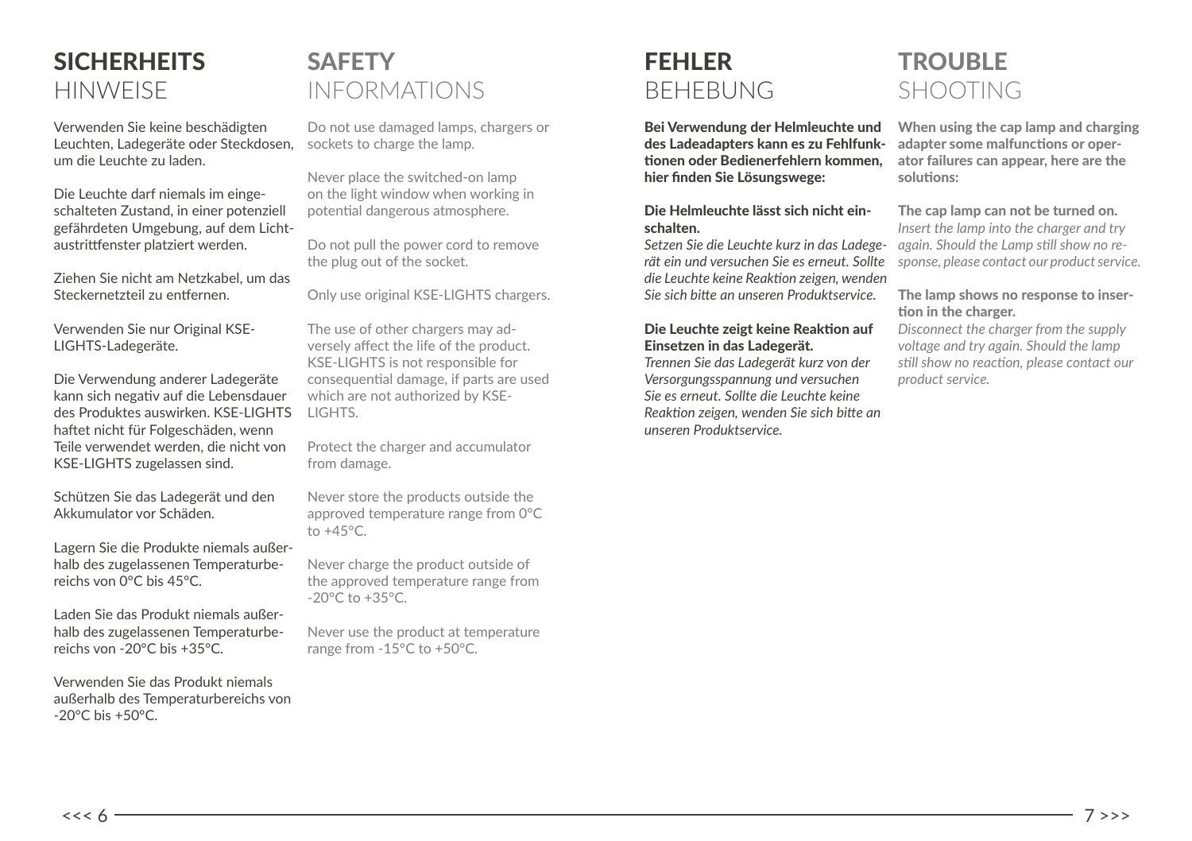# SICHERHEITS HINWEISE

Verwenden Sie keine beschädigten Leuchten, Ladegeräte oder Steckdosen, um die Leuchte zu laden.

Die Leuchte darf niemals im eingeschalteten Zustand, in einer potenziell gefährdeten Umgebung, auf dem Lichtaustrittfenster platziert werden.

Ziehen Sie nicht am Netzkabel, um das Steckernetzteil zu entfernen.

Verwenden Sie nur Original KSE-LIGHTS-Ladegeräte.

Die Verwendung anderer Ladegeräte kann sich negativ auf die Lebensdauer des Produktes auswirken. KSE-LIGHTS haftet nicht für Folgeschäden, wenn Teile verwendet werden, die nicht von KSE-LIGHTS zugelassen sind.

Schützen Sie das Ladegerät und den Akkumulator vor Schäden.

Lagern Sie die Produkte niemals außerhalb des zugelassenen Temperaturbereichs von 0°C bis 45°C.

Laden Sie das Produkt niemals außerhalb des zugelassenen Temperaturbereichs von -20°C bis +35°C.

Verwenden Sie das Produkt niemals außerhalb des Temperaturbereichs von -20°C bis +50°C.

# SAFETY INFORMATIONS

Do not use damaged lamps, chargers or sockets to charge the lamp.

Never place the switched-on lamp on the light window when working in potential dangerous atmosphere.

Do not pull the power cord to remove the plug out of the socket.

Only use original KSE-LIGHTS chargers.

The use of other chargers may adversely affect the life of the product. KSE-LIGHTS is not responsible for consequential damage, if parts are used which are not authorized by KSE-LIGHTS.

Protect the charger and accumulator from damage.

Never store the products outside the approved temperature range from 0°C to +45°C.

Never charge the product outside of the approved temperature range from -20°C to +35°C.

Never use the product at temperature range from -15°C to +50°C.

# FEHLER BEHEBUNG

**Bei Verwendung der Helmleuchte und des Ladeadapters kann es zu Fehlfunktionen oder Bedienerfehlern kommen, hier finden Sie Lösungswege:**

**Die Helmleuchte lässt sich nicht einschalten.**
*Setzen Sie die Leuchte kurz in das Ladegerät ein und versuchen Sie es erneut. Sollte die Leuchte keine Reaktion zeigen, wenden Sie sich bitte an unseren Produktservice.*

**Die Leuchte zeigt keine Reaktion auf Einsetzen in das Ladegerät.**
*Trennen Sie das Ladegerät kurz von der Versorgungsspannung und versuchen Sie es erneut. Sollte die Leuchte keine Reaktion zeigen, wenden Sie sich bitte an unseren Produktservice.*

# TROUBLE SHOOTING

**When using the cap lamp and charging adapter some malfunctions or operator failures can appear, here are the solutions:**

**The cap lamp can not be turned on.**
*Insert the lamp into the charger and try again. Should the Lamp still show no response, please contact our product service.*

**The lamp shows no response to insertion in the charger.**
*Disconnect the charger from the supply voltage and try again. Should the lamp still show no reaction, please contact our product service.*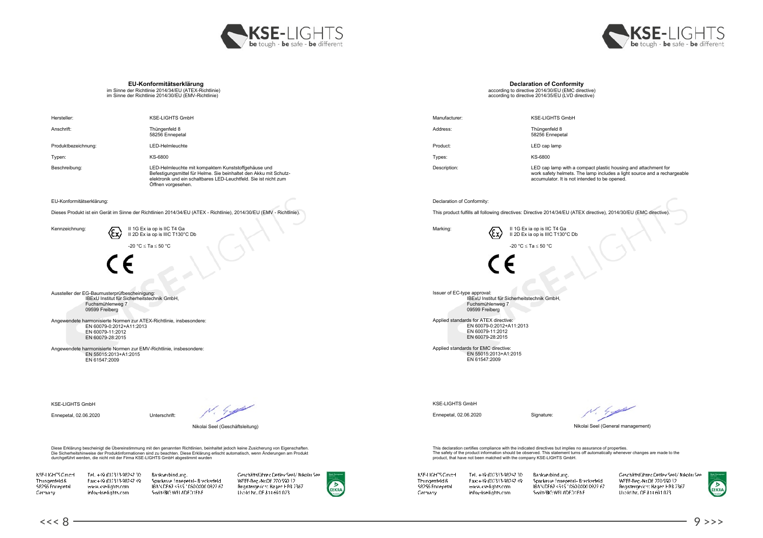## EU-Konformitätserklärung

im Sinne der Richtlinie 2014/34/EU (ATEX-Richtlinie)
im Sinne der Richtlinie 2014/30/EU (EMV-Richtlinie)

| | |
|---|---|
| Hersteller: | KSE-LIGHTS GmbH |
| Anschrift: | Thüngenfeld 8<br>58256 Ennepetal |
| Produktbezeichnung: | LED-Helmleuchte |
| Typen: | KS-6800 |
| Beschreibung: | LED-Helmleuchte mit kompaktem Kunststoffgehäuse und Befestigungsmittel für Helme. Sie beinhaltet den Akku mit Schutzelektronik und ein schaltbares LED-Leuchtfeld. Sie ist nicht zum Öffnen vorgesehen. |

EU-Konformitätserklärung:

Dieses Produkt ist ein Gerät im Sinne der Richtlinien 2014/34/EU (ATEX - Richtlinie), 2014/30/EU (EMV - Richtlinie).

Kennzeichnung:

II 1G Ex ia op is IIC T4 Ga
II 2D Ex ia op is IIIC T130°C Db

-20 °C ≤ Ta ≤ 50 °C

CE

Aussteller der EG-Baumusterprüfbescheinigung:
IBExU Institut für Sicherheitstechnik GmbH,
Fuchsmühlenweg 7
09599 Freiberg

Angewendete harmonisierte Normen zur ATEX-Richtlinie, insbesondere:
EN 60079-0:2012+A11:2013
EN 60079-11:2012
EN 60079-28:2015

Angewendete harmonisierte Normen zur EMV-Richtlinie, insbesondere:
EN 55015:2013+A1:2015
EN 61547:2009

KSE-LIGHTS GmbH

Ennepetal, 02.06.2020 Unterschrift:

Nikolai Seel (Geschäftsleitung)

Diese Erklärung bescheinigt die Übereinstimmung mit den genannten Richtlinien, beinhaltet jedoch keine Zusicherung von Eigenschaften. Die Sicherheitshinweise der Produktinformationen sind zu beachten. Diese Erklärung erlischt automatisch, wenn Änderungen am Produkt durchgeführt werden, die nicht mit der Firma KSE-LIGHTS GmbH abgestimmt wurden

KSE-LIGHTS GmbH, Thüngenfeld 8, 58256 Ennepetal, Germany | Tel. +49 (0)2333-98247 30, Fax +49 (0)2333-98247 49, www.kse-lights.com, info@kse-lights.com | Bankverbindung: Sparkasse Ennepetal-Breckerfeld, IBAN DE62 4545 1060 0000 0927 67, Swift/BIC WELADED1ENE | Geschäftsführer: Detlev Seel / Nikolai Seel, WEEE-Reg.-Nr. DE 770 950 52, Registergericht: Hagen HRB 7367, Ust-Id Nr.: DE 814 691 073

## Declaration of Conformity

according to directive 2014/30/EU (EMC directive)
according to directive 2014/35/EU (LVD directive)

| | |
|---|---|
| Manufacturer: | KSE-LIGHTS GmbH |
| Address: | Thüngenfeld 8<br>58256 Ennepetal |
| Product: | LED cap lamp |
| Types: | KS-6800 |
| Description: | LED cap lamp with a compact plastic housing and attachment for work safety helmets. The lamp includes a light source and a rechargeable accumulator. It is not intended to be opened. |

Declaration of Conformity:

This product fulfills all following directives: Directive 2014/34/EU (ATEX directive), 2014/30/EU (EMC directive).

Marking:

II 1G Ex ia op is IIC T4 Ga
II 2D Ex ia op is IIIC T130°C Db

-20 °C ≤ Ta ≤ 50 °C

CE

Issuer of EC-type approval:
IBExU Institut für Sicherheitstechnik GmbH,
Fuchsmühlenweg 7
09599 Freiberg

Applied standards for ATEX directive:
EN 60079-0:2012+A11:2013
EN 60079-11:2012
EN 60079-28:2015

Applied standards for EMC directive:
EN 55015:2013+A1:2015
EN 61547:2009

KSE-LIGHTS GmbH

Ennepetal, 02.06.2020 Signature:

Nikolai Seel (General management)

This declaration certifies compliance with the indicated directives but implies no assurance of properties. The safety of the product information should be observed. This statement turns off automatically whenever changes are made to the product, that have not been matched with the company KSE-LIGHTS GmbH.

KSE-LIGHTS GmbH, Thüngenfeld 8, 58256 Ennepetal, Germany | Tel. +49 (0)2333-98247 30, Fax +49 (0)2333-98247 49, www.kse-lights.com, info@kse-lights.com | Bankverbindung: Sparkasse Ennepetal-Breckerfeld, IBAN DE62 4545 1060 0000 0927 67, Swift/BIC WELADED1ENE | Geschäftsführer: Detlev Seel / Nikolai Seel, WEEE-Reg.-Nr. DE 770 950 52, Registergericht: Hagen HRB 7367, Ust-Id Nr.: DE 814 691 073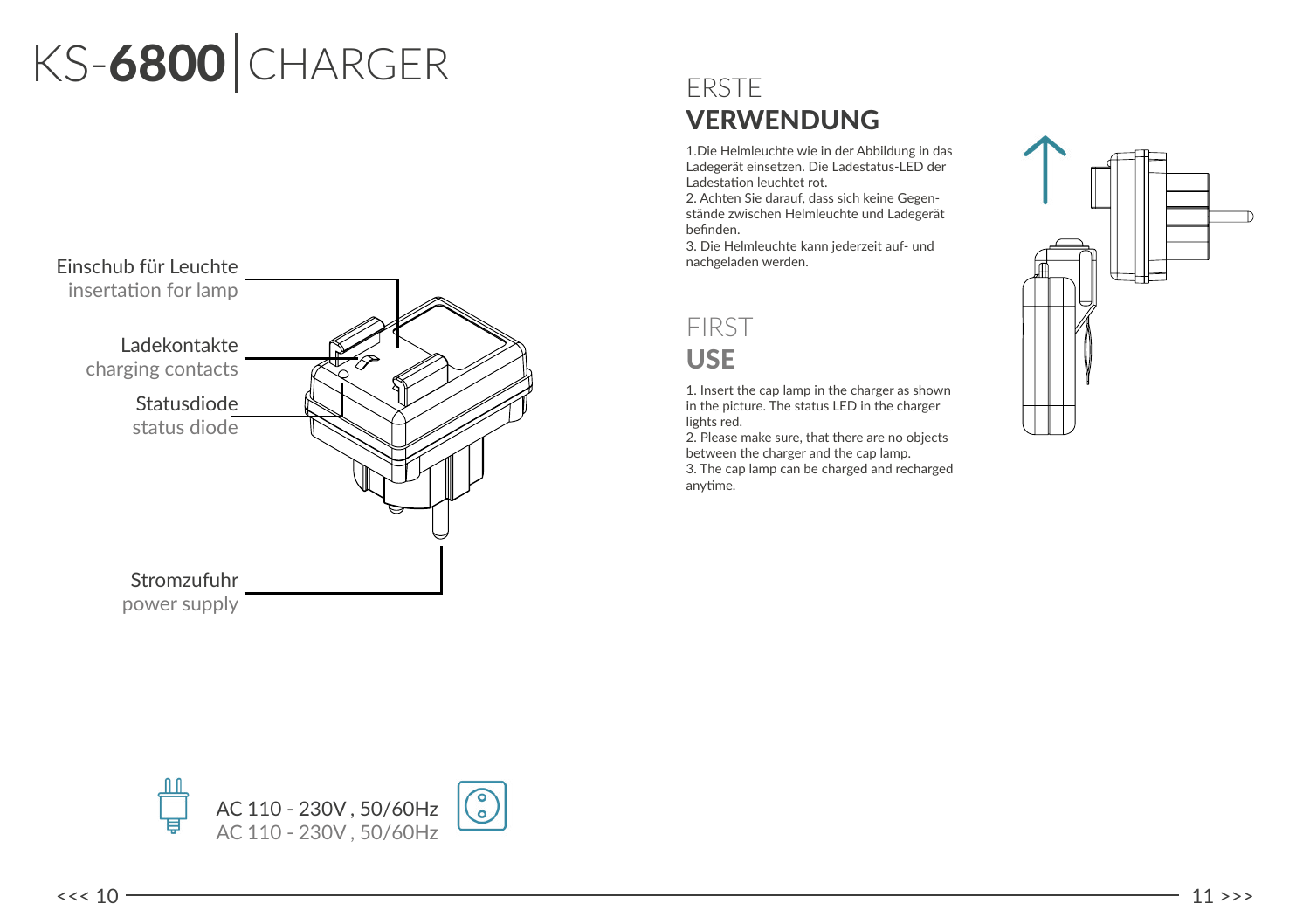# KS-**6800** | CHARGER

Einschub für Leuchte
insertation for lamp

Ladekontakte
charging contacts

Statusdiode
status diode

Stromzufuhr
power supply

AC 110 - 230V , 50/60Hz
AC 110 - 230V , 50/60Hz

## ERSTE **VERWENDUNG**

1.Die Helmleuchte wie in der Abbildung in das Ladegerät einsetzen. Die Ladestatus-LED der Ladestation leuchtet rot.
2. Achten Sie darauf, dass sich keine Gegenstände zwischen Helmleuchte und Ladegerät befinden.
3. Die Helmleuchte kann jederzeit auf- und nachgeladen werden.

## FIRST **USE**

1. Insert the cap lamp in the charger as shown in the picture. The status LED in the charger lights red.
2. Please make sure, that there are no objects between the charger and the cap lamp.
3. The cap lamp can be charged and recharged anytime.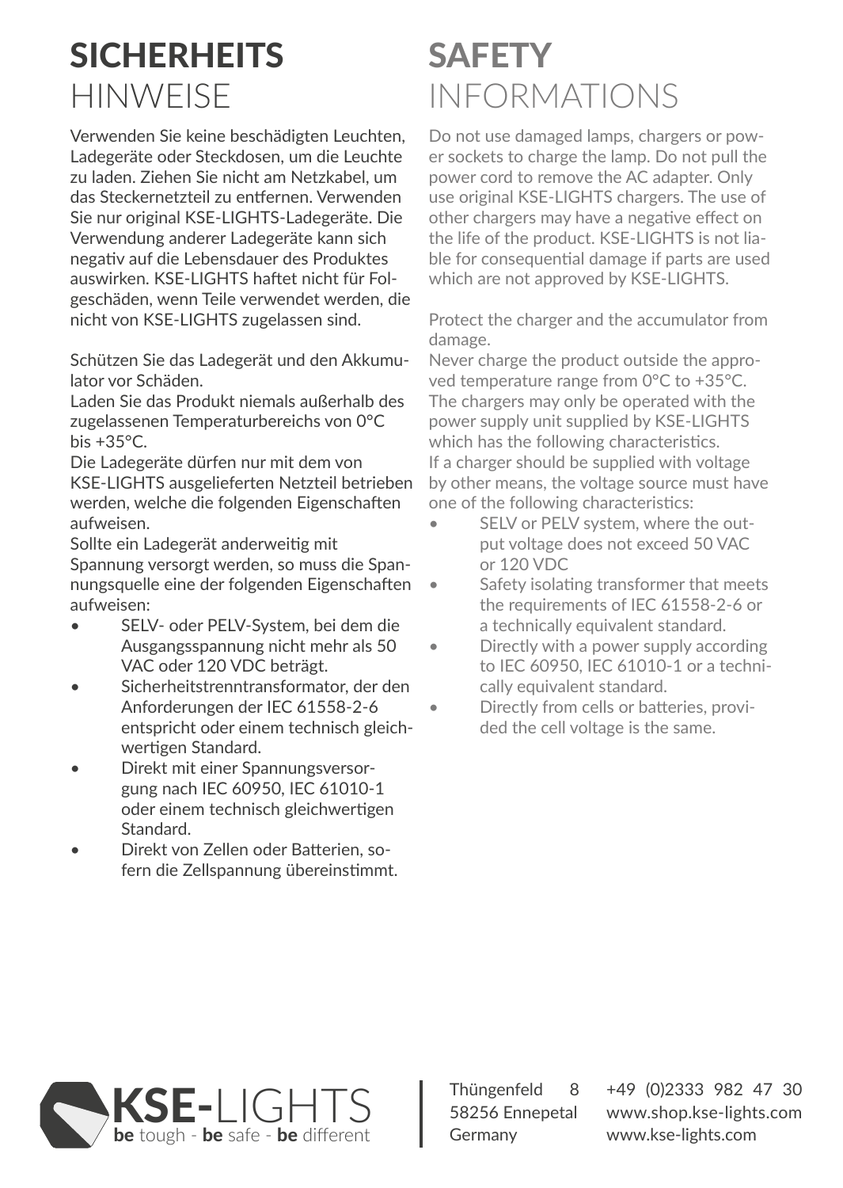# SICHERHEITS HINWEISE

Verwenden Sie keine beschädigten Leuchten, Ladegeräte oder Steckdosen, um die Leuchte zu laden. Ziehen Sie nicht am Netzkabel, um das Steckernetzteil zu entfernen. Verwenden Sie nur original KSE-LIGHTS-Ladegeräte. Die Verwendung anderer Ladegeräte kann sich negativ auf die Lebensdauer des Produktes auswirken. KSE-LIGHTS haftet nicht für Folgeschäden, wenn Teile verwendet werden, die nicht von KSE-LIGHTS zugelassen sind.

Schützen Sie das Ladegerät und den Akkumulator vor Schäden.
Laden Sie das Produkt niemals außerhalb des zugelassenen Temperaturbereichs von 0°C bis +35°C.
Die Ladegeräte dürfen nur mit dem von KSE-LIGHTS ausgelieferten Netzteil betrieben werden, welche die folgenden Eigenschaften aufweisen.
Sollte ein Ladegerät anderweitig mit Spannung versorgt werden, so muss die Spannungsquelle eine der folgenden Eigenschaften aufweisen:

- SELV- oder PELV-System, bei dem die Ausgangsspannung nicht mehr als 50 VAC oder 120 VDC beträgt.
- Sicherheitstrenntransformator, der den Anforderungen der IEC 61558-2-6 entspricht oder einem technisch gleichwertigen Standard.
- Direkt mit einer Spannungsversorgung nach IEC 60950, IEC 61010-1 oder einem technisch gleichwertigen Standard.
- Direkt von Zellen oder Batterien, sofern die Zellspannung übereinstimmt.

# SAFETY INFORMATIONS

Do not use damaged lamps, chargers or power sockets to charge the lamp. Do not pull the power cord to remove the AC adapter. Only use original KSE-LIGHTS chargers. The use of other chargers may have a negative effect on the life of the product. KSE-LIGHTS is not liable for consequential damage if parts are used which are not approved by KSE-LIGHTS.

Protect the charger and the accumulator from damage.
Never charge the product outside the approved temperature range from 0°C to +35°C.
The chargers may only be operated with the power supply unit supplied by KSE-LIGHTS which has the following characteristics.
If a charger should be supplied with voltage by other means, the voltage source must have one of the following characteristics:

- SELV or PELV system, where the output voltage does not exceed 50 VAC or 120 VDC
- Safety isolating transformer that meets the requirements of IEC 61558-2-6 or a technically equivalent standard.
- Directly with a power supply according to IEC 60950, IEC 61010-1 or a technically equivalent standard.
- Directly from cells or batteries, provided the cell voltage is the same.

**KSE-**LIGHTS
**be** tough - **be** safe - **be** different

Thüngenfeld 8
58256 Ennepetal
Germany

+49 (0)2333 982 47 30
www.shop.kse-lights.com
www.kse-lights.com